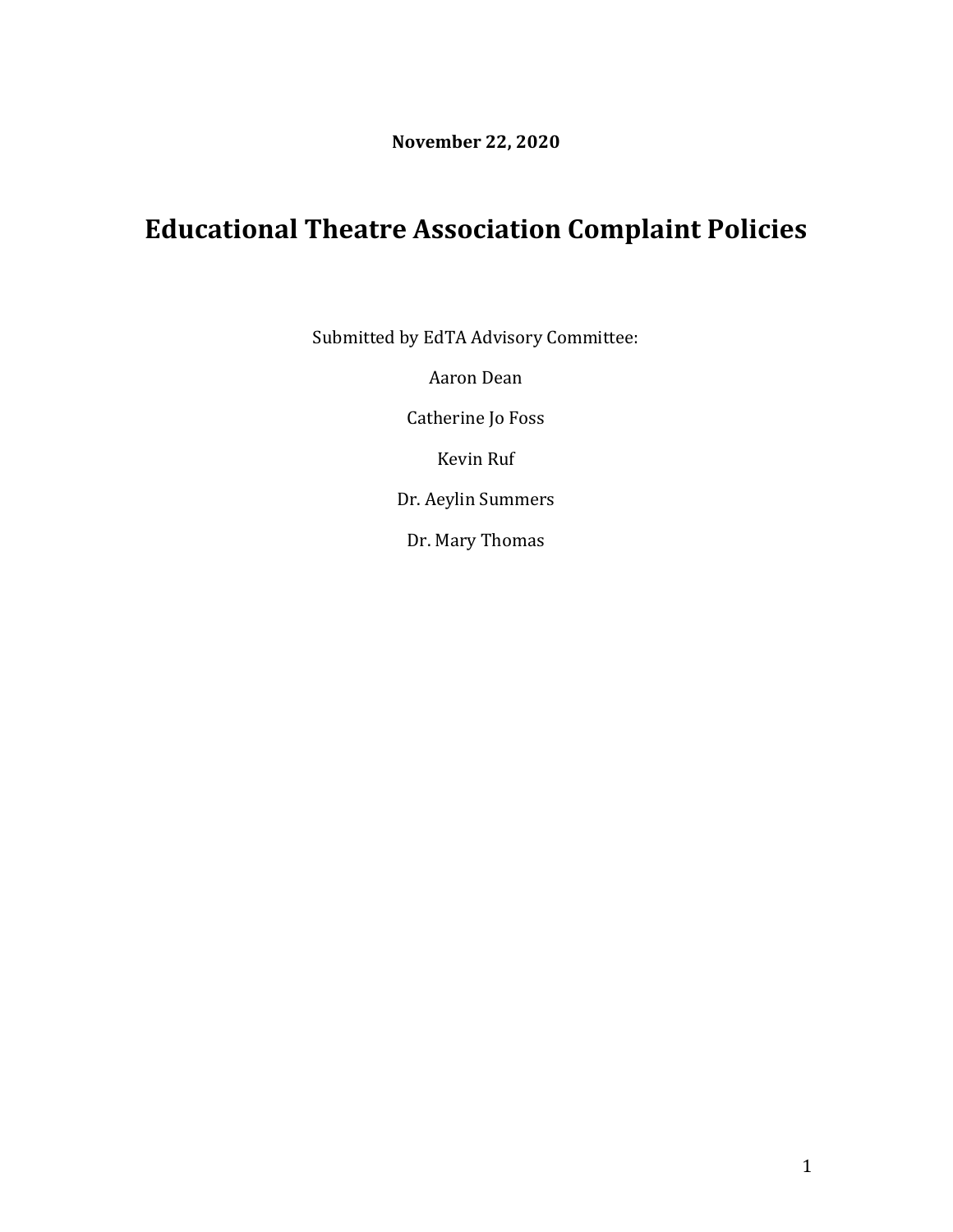**November 22, 2020**

# Educational Theatre Association Complaint Policies

Submitted by EdTA Advisory Committee:

Aaron Dean

Catherine Jo Foss

Kevin Ruf

Dr. Aeylin Summers

Dr. Mary Thomas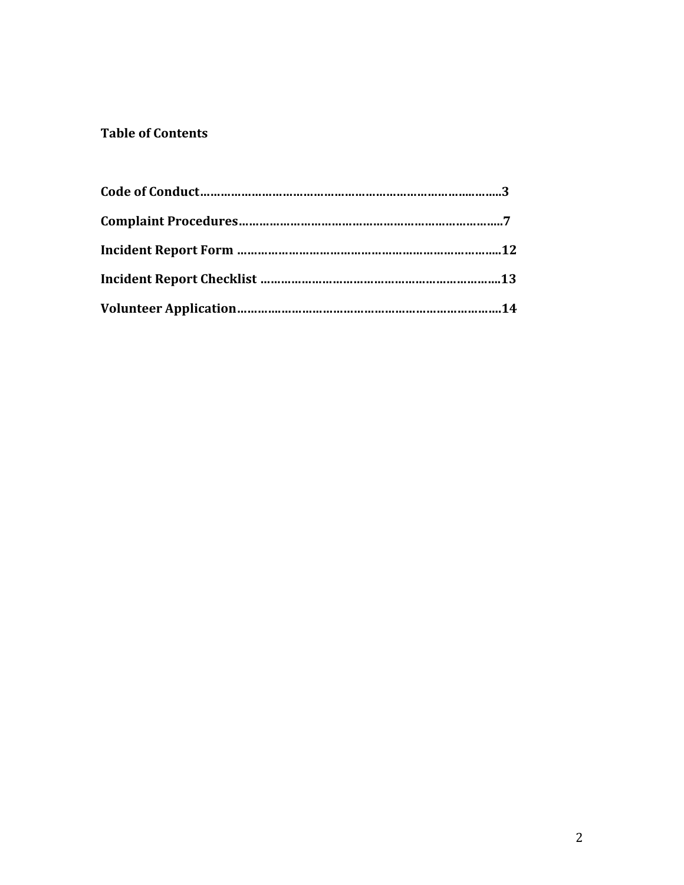**Table of Contents**

**Code of Conduct………………………………………………………………………..3**

**Complaint Procedures……………………………………………………………….7**

**Incident Report Form ……………………………………………………………….12**

**Incident Report Checklist …………………………………………………………13**

**Volunteer Application……………………………………………………………….14**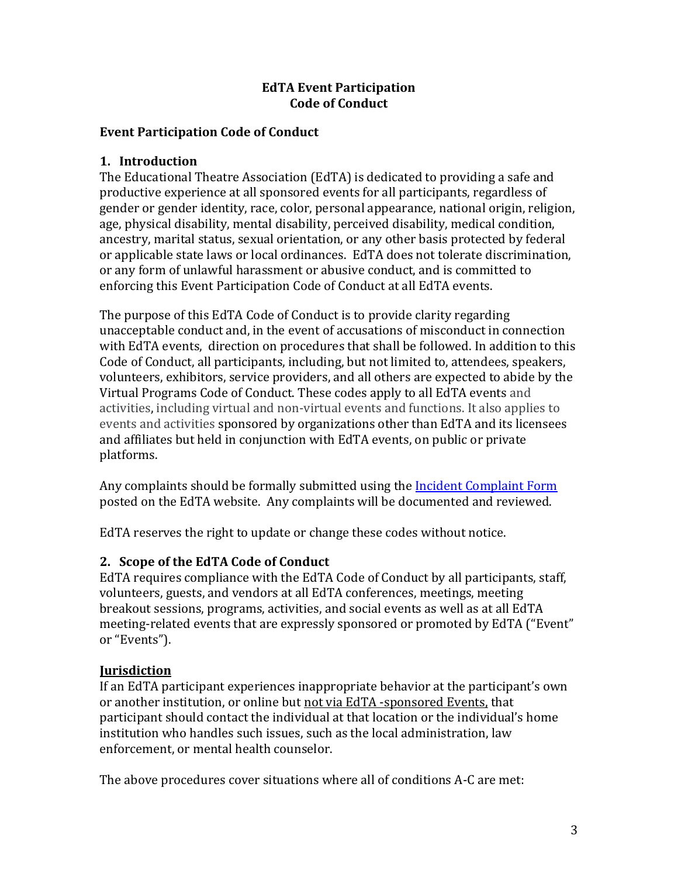**EdTA Event Participation**
**Code of Conduct**

## Event Participation Code of Conduct

### 1. Introduction

The Educational Theatre Association (EdTA) is dedicated to providing a safe and productive experience at all sponsored events for all participants, regardless of gender or gender identity, race, color, personal appearance, national origin, religion, age, physical disability, mental disability, perceived disability, medical condition, ancestry, marital status, sexual orientation, or any other basis protected by federal or applicable state laws or local ordinances. EdTA does not tolerate discrimination, or any form of unlawful harassment or abusive conduct, and is committed to enforcing this Event Participation Code of Conduct at all EdTA events.

The purpose of this EdTA Code of Conduct is to provide clarity regarding unacceptable conduct and, in the event of accusations of misconduct in connection with EdTA events, direction on procedures that shall be followed. In addition to this Code of Conduct, all participants, including, but not limited to, attendees, speakers, volunteers, exhibitors, service providers, and all others are expected to abide by the Virtual Programs Code of Conduct. These codes apply to all EdTA events and activities, including virtual and non-virtual events and functions. It also applies to events and activities sponsored by organizations other than EdTA and its licensees and affiliates but held in conjunction with EdTA events, on public or private platforms.

Any complaints should be formally submitted using the Incident Complaint Form posted on the EdTA website. Any complaints will be documented and reviewed.

EdTA reserves the right to update or change these codes without notice.

### 2. Scope of the EdTA Code of Conduct

EdTA requires compliance with the EdTA Code of Conduct by all participants, staff, volunteers, guests, and vendors at all EdTA conferences, meetings, meeting breakout sessions, programs, activities, and social events as well as at all EdTA meeting-related events that are expressly sponsored or promoted by EdTA ("Event" or "Events").

**Jurisdiction**

If an EdTA participant experiences inappropriate behavior at the participant's own or another institution, or online but not via EdTA -sponsored Events, that participant should contact the individual at that location or the individual's home institution who handles such issues, such as the local administration, law enforcement, or mental health counselor.

The above procedures cover situations where all of conditions A-C are met: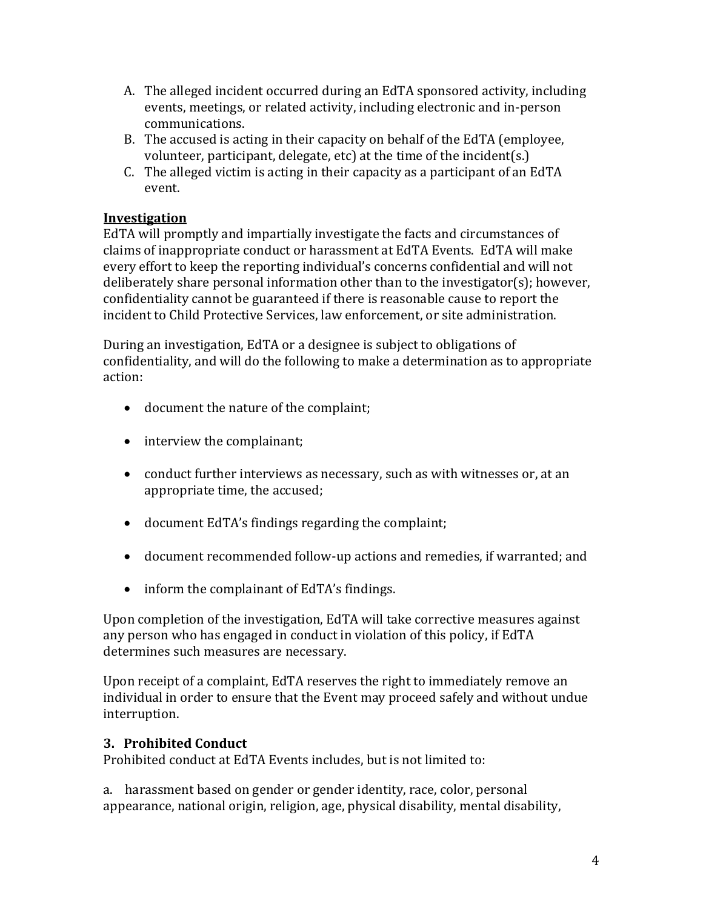A. The alleged incident occurred during an EdTA sponsored activity, including events, meetings, or related activity, including electronic and in-person communications.
B. The accused is acting in their capacity on behalf of the EdTA (employee, volunteer, participant, delegate, etc) at the time of the incident(s.)
C. The alleged victim is acting in their capacity as a participant of an EdTA event.

**Investigation**

EdTA will promptly and impartially investigate the facts and circumstances of claims of inappropriate conduct or harassment at EdTA Events. EdTA will make every effort to keep the reporting individual's concerns confidential and will not deliberately share personal information other than to the investigator(s); however, confidentiality cannot be guaranteed if there is reasonable cause to report the incident to Child Protective Services, law enforcement, or site administration.

During an investigation, EdTA or a designee is subject to obligations of confidentiality, and will do the following to make a determination as to appropriate action:

- document the nature of the complaint;
- interview the complainant;
- conduct further interviews as necessary, such as with witnesses or, at an appropriate time, the accused;
- document EdTA's findings regarding the complaint;
- document recommended follow-up actions and remedies, if warranted; and
- inform the complainant of EdTA's findings.

Upon completion of the investigation, EdTA will take corrective measures against any person who has engaged in conduct in violation of this policy, if EdTA determines such measures are necessary.

Upon receipt of a complaint, EdTA reserves the right to immediately remove an individual in order to ensure that the Event may proceed safely and without undue interruption.

### 3. Prohibited Conduct

Prohibited conduct at EdTA Events includes, but is not limited to:

a. harassment based on gender or gender identity, race, color, personal appearance, national origin, religion, age, physical disability, mental disability,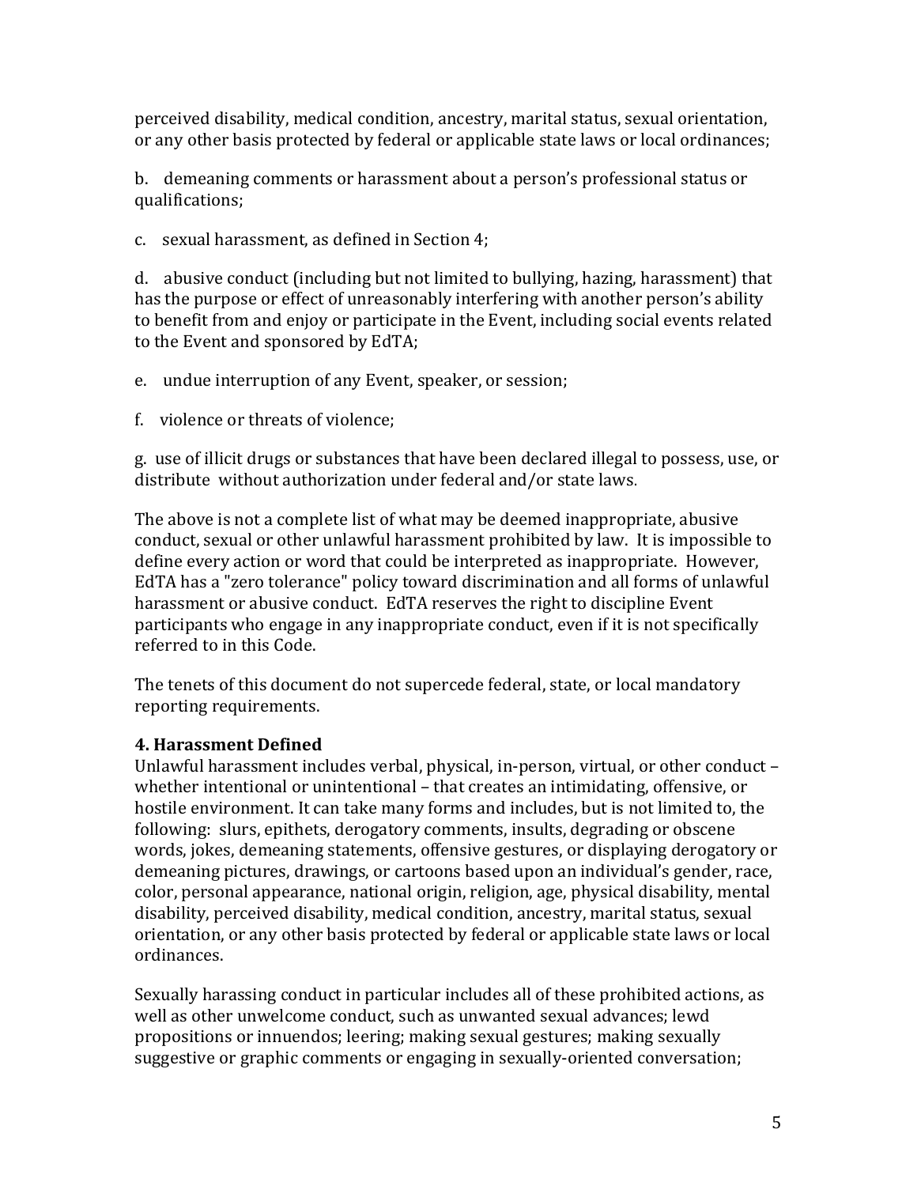perceived disability, medical condition, ancestry, marital status, sexual orientation, or any other basis protected by federal or applicable state laws or local ordinances;

b. demeaning comments or harassment about a person's professional status or qualifications;

c. sexual harassment, as defined in Section 4;

d. abusive conduct (including but not limited to bullying, hazing, harassment) that has the purpose or effect of unreasonably interfering with another person's ability to benefit from and enjoy or participate in the Event, including social events related to the Event and sponsored by EdTA;

e. undue interruption of any Event, speaker, or session;

f. violence or threats of violence;

g. use of illicit drugs or substances that have been declared illegal to possess, use, or distribute without authorization under federal and/or state laws.

The above is not a complete list of what may be deemed inappropriate, abusive conduct, sexual or other unlawful harassment prohibited by law. It is impossible to define every action or word that could be interpreted as inappropriate. However, EdTA has a "zero tolerance" policy toward discrimination and all forms of unlawful harassment or abusive conduct. EdTA reserves the right to discipline Event participants who engage in any inappropriate conduct, even if it is not specifically referred to in this Code.

The tenets of this document do not supercede federal, state, or local mandatory reporting requirements.

### 4. Harassment Defined

Unlawful harassment includes verbal, physical, in-person, virtual, or other conduct – whether intentional or unintentional – that creates an intimidating, offensive, or hostile environment. It can take many forms and includes, but is not limited to, the following: slurs, epithets, derogatory comments, insults, degrading or obscene words, jokes, demeaning statements, offensive gestures, or displaying derogatory or demeaning pictures, drawings, or cartoons based upon an individual's gender, race, color, personal appearance, national origin, religion, age, physical disability, mental disability, perceived disability, medical condition, ancestry, marital status, sexual orientation, or any other basis protected by federal or applicable state laws or local ordinances.

Sexually harassing conduct in particular includes all of these prohibited actions, as well as other unwelcome conduct, such as unwanted sexual advances; lewd propositions or innuendos; leering; making sexual gestures; making sexually suggestive or graphic comments or engaging in sexually-oriented conversation;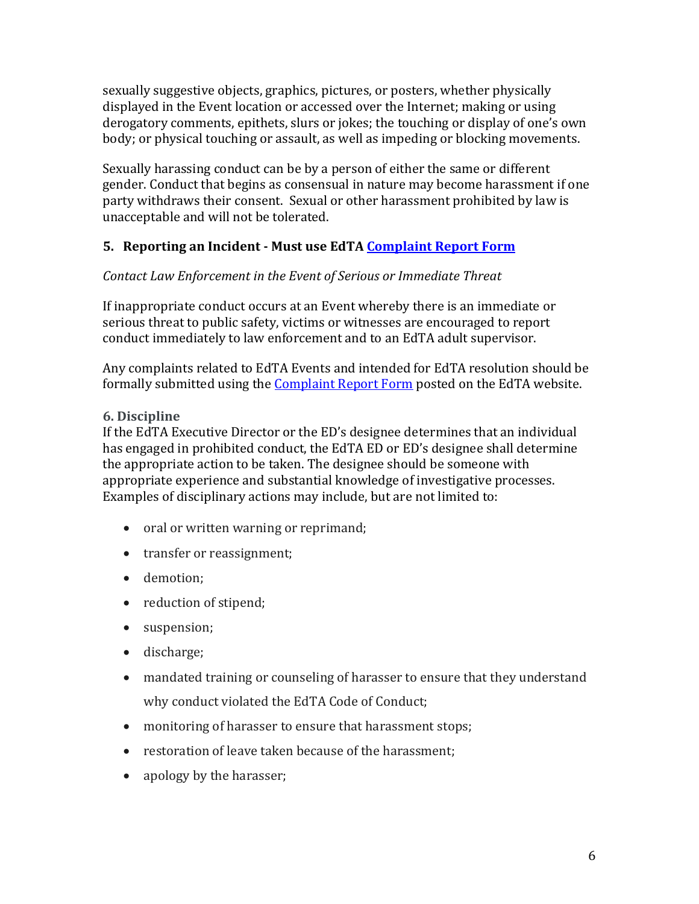sexually suggestive objects, graphics, pictures, or posters, whether physically displayed in the Event location or accessed over the Internet; making or using derogatory comments, epithets, slurs or jokes; the touching or display of one's own body; or physical touching or assault, as well as impeding or blocking movements.

Sexually harassing conduct can be by a person of either the same or different gender. Conduct that begins as consensual in nature may become harassment if one party withdraws their consent. Sexual or other harassment prohibited by law is unacceptable and will not be tolerated.

## 5. Reporting an Incident - Must use EdTA Complaint Report Form

*Contact Law Enforcement in the Event of Serious or Immediate Threat*

If inappropriate conduct occurs at an Event whereby there is an immediate or serious threat to public safety, victims or witnesses are encouraged to report conduct immediately to law enforcement and to an EdTA adult supervisor.

Any complaints related to EdTA Events and intended for EdTA resolution should be formally submitted using the Complaint Report Form posted on the EdTA website.

## 6. Discipline

If the EdTA Executive Director or the ED's designee determines that an individual has engaged in prohibited conduct, the EdTA ED or ED's designee shall determine the appropriate action to be taken. The designee should be someone with appropriate experience and substantial knowledge of investigative processes. Examples of disciplinary actions may include, but are not limited to:

- oral or written warning or reprimand;
- transfer or reassignment;
- demotion;
- reduction of stipend;
- suspension;
- discharge;
- mandated training or counseling of harasser to ensure that they understand why conduct violated the EdTA Code of Conduct;
- monitoring of harasser to ensure that harassment stops;
- restoration of leave taken because of the harassment;
- apology by the harasser;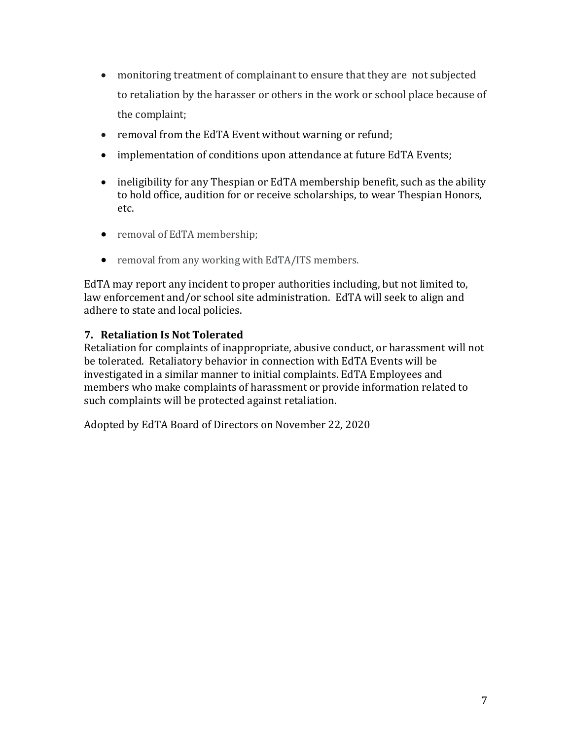- monitoring treatment of complainant to ensure that they are not subjected to retaliation by the harasser or others in the work or school place because of the complaint;
- removal from the EdTA Event without warning or refund;
- implementation of conditions upon attendance at future EdTA Events;
- ineligibility for any Thespian or EdTA membership benefit, such as the ability to hold office, audition for or receive scholarships, to wear Thespian Honors, etc.
- removal of EdTA membership;
- removal from any working with EdTA/ITS members.

EdTA may report any incident to proper authorities including, but not limited to, law enforcement and/or school site administration. EdTA will seek to align and adhere to state and local policies.

### 7. Retaliation Is Not Tolerated

Retaliation for complaints of inappropriate, abusive conduct, or harassment will not be tolerated. Retaliatory behavior in connection with EdTA Events will be investigated in a similar manner to initial complaints. EdTA Employees and members who make complaints of harassment or provide information related to such complaints will be protected against retaliation.

Adopted by EdTA Board of Directors on November 22, 2020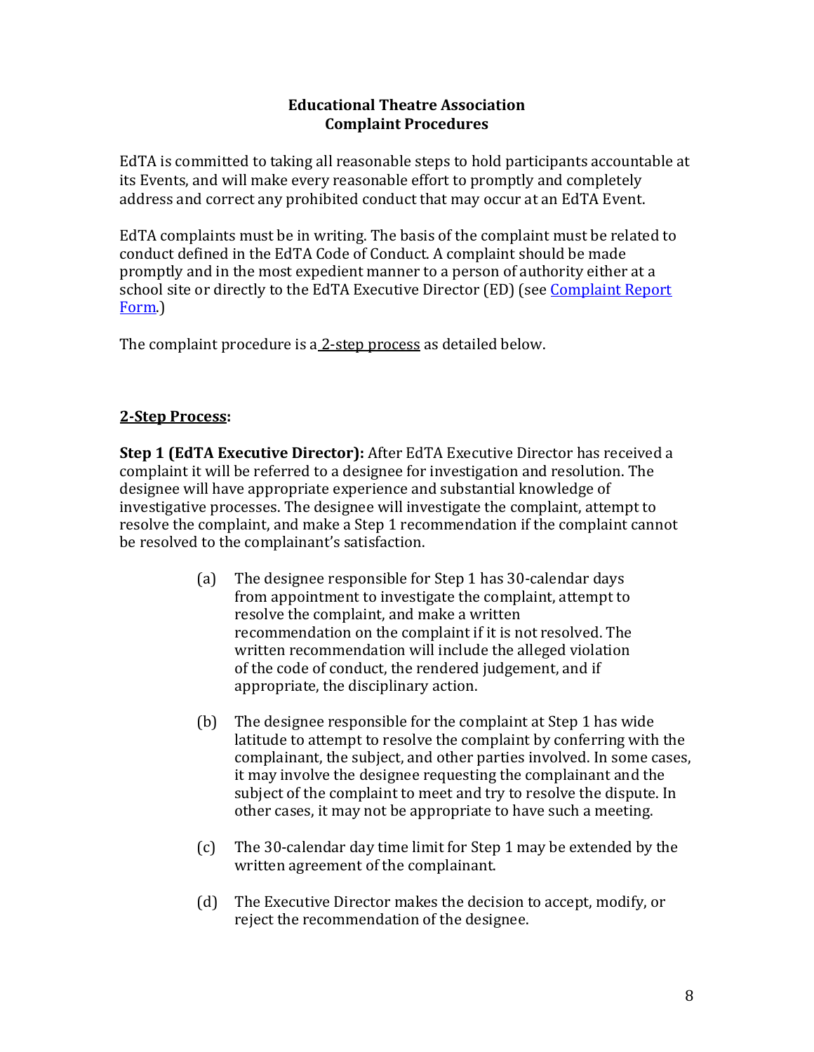# Educational Theatre Association
# Complaint Procedures

EdTA is committed to taking all reasonable steps to hold participants accountable at its Events, and will make every reasonable effort to promptly and completely address and correct any prohibited conduct that may occur at an EdTA Event.

EdTA complaints must be in writing. The basis of the complaint must be related to conduct defined in the EdTA Code of Conduct. A complaint should be made promptly and in the most expedient manner to a person of authority either at a school site or directly to the EdTA Executive Director (ED) (see Complaint Report Form.)

The complaint procedure is a 2-step process as detailed below.

## 2-Step Process:

**Step 1 (EdTA Executive Director):** After EdTA Executive Director has received a complaint it will be referred to a designee for investigation and resolution. The designee will have appropriate experience and substantial knowledge of investigative processes. The designee will investigate the complaint, attempt to resolve the complaint, and make a Step 1 recommendation if the complaint cannot be resolved to the complainant's satisfaction.

(a) The designee responsible for Step 1 has 30-calendar days from appointment to investigate the complaint, attempt to resolve the complaint, and make a written recommendation on the complaint if it is not resolved. The written recommendation will include the alleged violation of the code of conduct, the rendered judgement, and if appropriate, the disciplinary action.

(b) The designee responsible for the complaint at Step 1 has wide latitude to attempt to resolve the complaint by conferring with the complainant, the subject, and other parties involved. In some cases, it may involve the designee requesting the complainant and the subject of the complaint to meet and try to resolve the dispute. In other cases, it may not be appropriate to have such a meeting.

(c) The 30-calendar day time limit for Step 1 may be extended by the written agreement of the complainant.

(d) The Executive Director makes the decision to accept, modify, or reject the recommendation of the designee.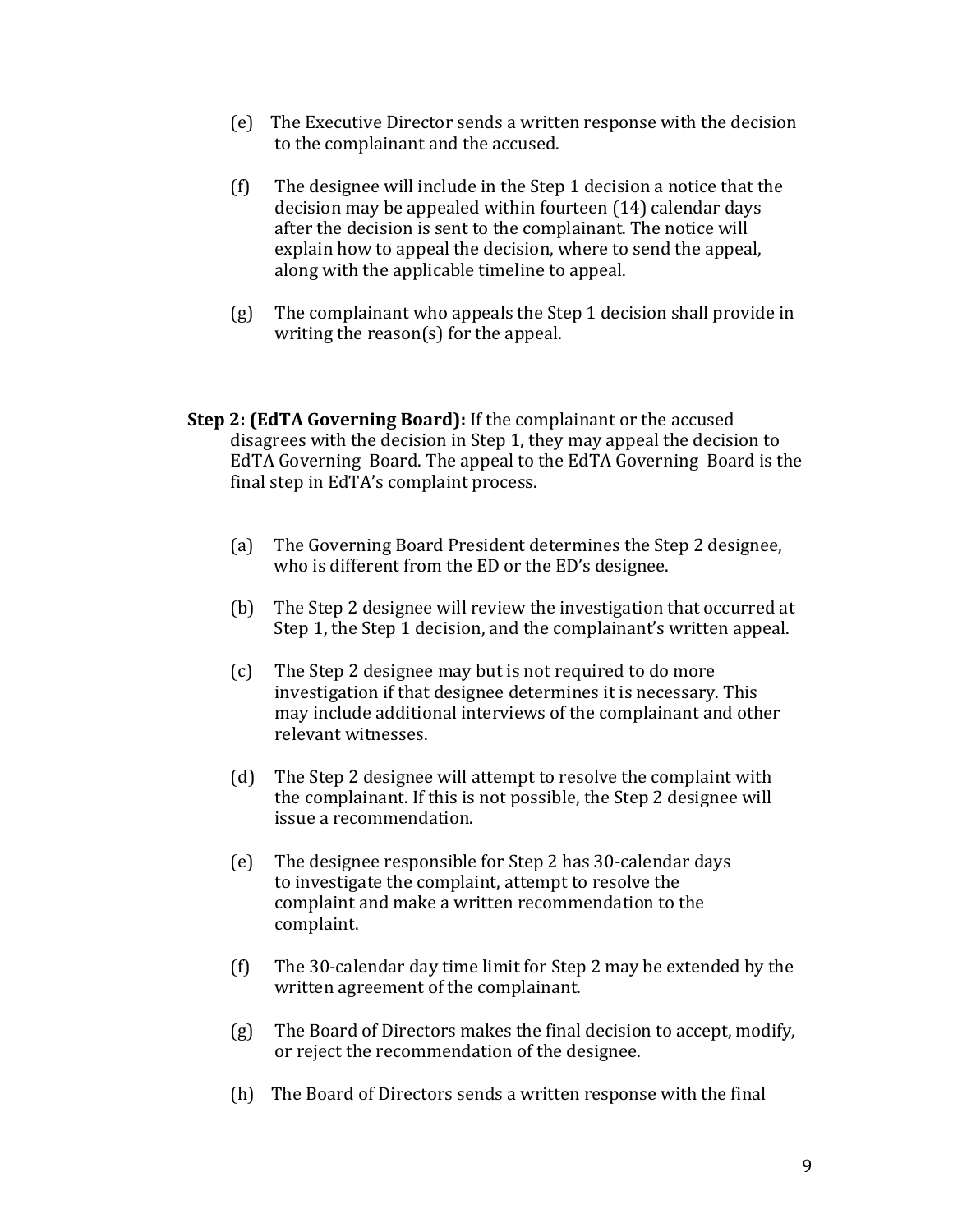(e) The Executive Director sends a written response with the decision to the complainant and the accused.

(f) The designee will include in the Step 1 decision a notice that the decision may be appealed within fourteen (14) calendar days after the decision is sent to the complainant. The notice will explain how to appeal the decision, where to send the appeal, along with the applicable timeline to appeal.

(g) The complainant who appeals the Step 1 decision shall provide in writing the reason(s) for the appeal.

**Step 2: (EdTA Governing Board):** If the complainant or the accused disagrees with the decision in Step 1, they may appeal the decision to EdTA Governing Board. The appeal to the EdTA Governing Board is the final step in EdTA's complaint process.

(a) The Governing Board President determines the Step 2 designee, who is different from the ED or the ED's designee.

(b) The Step 2 designee will review the investigation that occurred at Step 1, the Step 1 decision, and the complainant's written appeal.

(c) The Step 2 designee may but is not required to do more investigation if that designee determines it is necessary. This may include additional interviews of the complainant and other relevant witnesses.

(d) The Step 2 designee will attempt to resolve the complaint with the complainant. If this is not possible, the Step 2 designee will issue a recommendation.

(e) The designee responsible for Step 2 has 30-calendar days to investigate the complaint, attempt to resolve the complaint and make a written recommendation to the complaint.

(f) The 30-calendar day time limit for Step 2 may be extended by the written agreement of the complainant.

(g) The Board of Directors makes the final decision to accept, modify, or reject the recommendation of the designee.

(h) The Board of Directors sends a written response with the final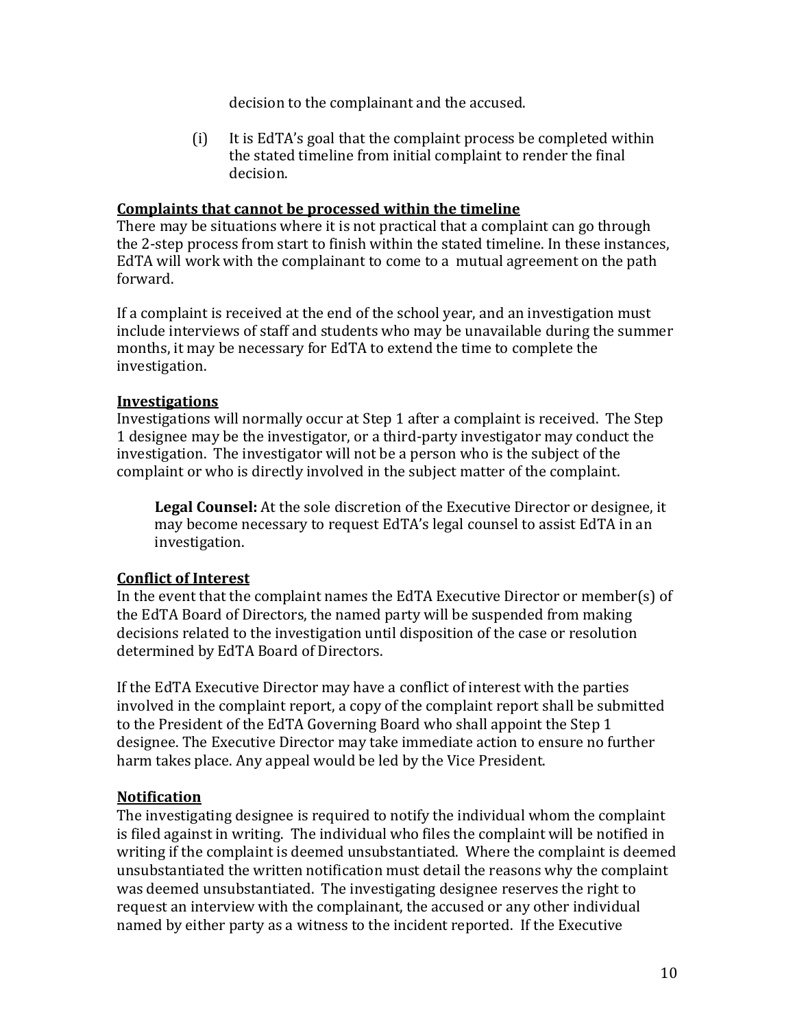decision to the complainant and the accused.

(i) It is EdTA's goal that the complaint process be completed within the stated timeline from initial complaint to render the final decision.

**Complaints that cannot be processed within the timeline**

There may be situations where it is not practical that a complaint can go through the 2-step process from start to finish within the stated timeline. In these instances, EdTA will work with the complainant to come to a mutual agreement on the path forward.

If a complaint is received at the end of the school year, and an investigation must include interviews of staff and students who may be unavailable during the summer months, it may be necessary for EdTA to extend the time to complete the investigation.

**Investigations**

Investigations will normally occur at Step 1 after a complaint is received. The Step 1 designee may be the investigator, or a third-party investigator may conduct the investigation. The investigator will not be a person who is the subject of the complaint or who is directly involved in the subject matter of the complaint.

> **Legal Counsel:** At the sole discretion of the Executive Director or designee, it may become necessary to request EdTA's legal counsel to assist EdTA in an investigation.

**Conflict of Interest**

In the event that the complaint names the EdTA Executive Director or member(s) of the EdTA Board of Directors, the named party will be suspended from making decisions related to the investigation until disposition of the case or resolution determined by EdTA Board of Directors.

If the EdTA Executive Director may have a conflict of interest with the parties involved in the complaint report, a copy of the complaint report shall be submitted to the President of the EdTA Governing Board who shall appoint the Step 1 designee. The Executive Director may take immediate action to ensure no further harm takes place. Any appeal would be led by the Vice President.

**Notification**

The investigating designee is required to notify the individual whom the complaint is filed against in writing. The individual who files the complaint will be notified in writing if the complaint is deemed unsubstantiated. Where the complaint is deemed unsubstantiated the written notification must detail the reasons why the complaint was deemed unsubstantiated. The investigating designee reserves the right to request an interview with the complainant, the accused or any other individual named by either party as a witness to the incident reported. If the Executive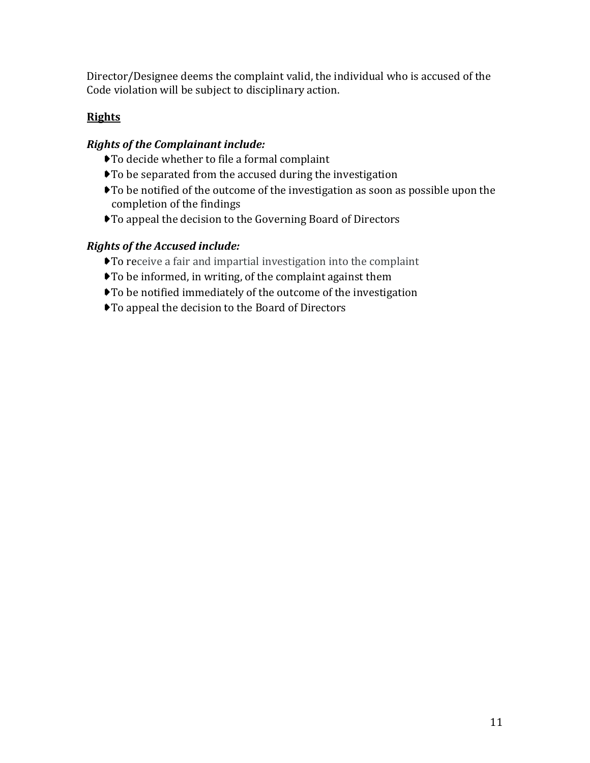Director/Designee deems the complaint valid, the individual who is accused of the Code violation will be subject to disciplinary action.

## Rights

### *Rights of the Complainant include:*

- To decide whether to file a formal complaint
- To be separated from the accused during the investigation
- To be notified of the outcome of the investigation as soon as possible upon the completion of the findings
- To appeal the decision to the Governing Board of Directors

### *Rights of the Accused include:*

- To receive a fair and impartial investigation into the complaint
- To be informed, in writing, of the complaint against them
- To be notified immediately of the outcome of the investigation
- To appeal the decision to the Board of Directors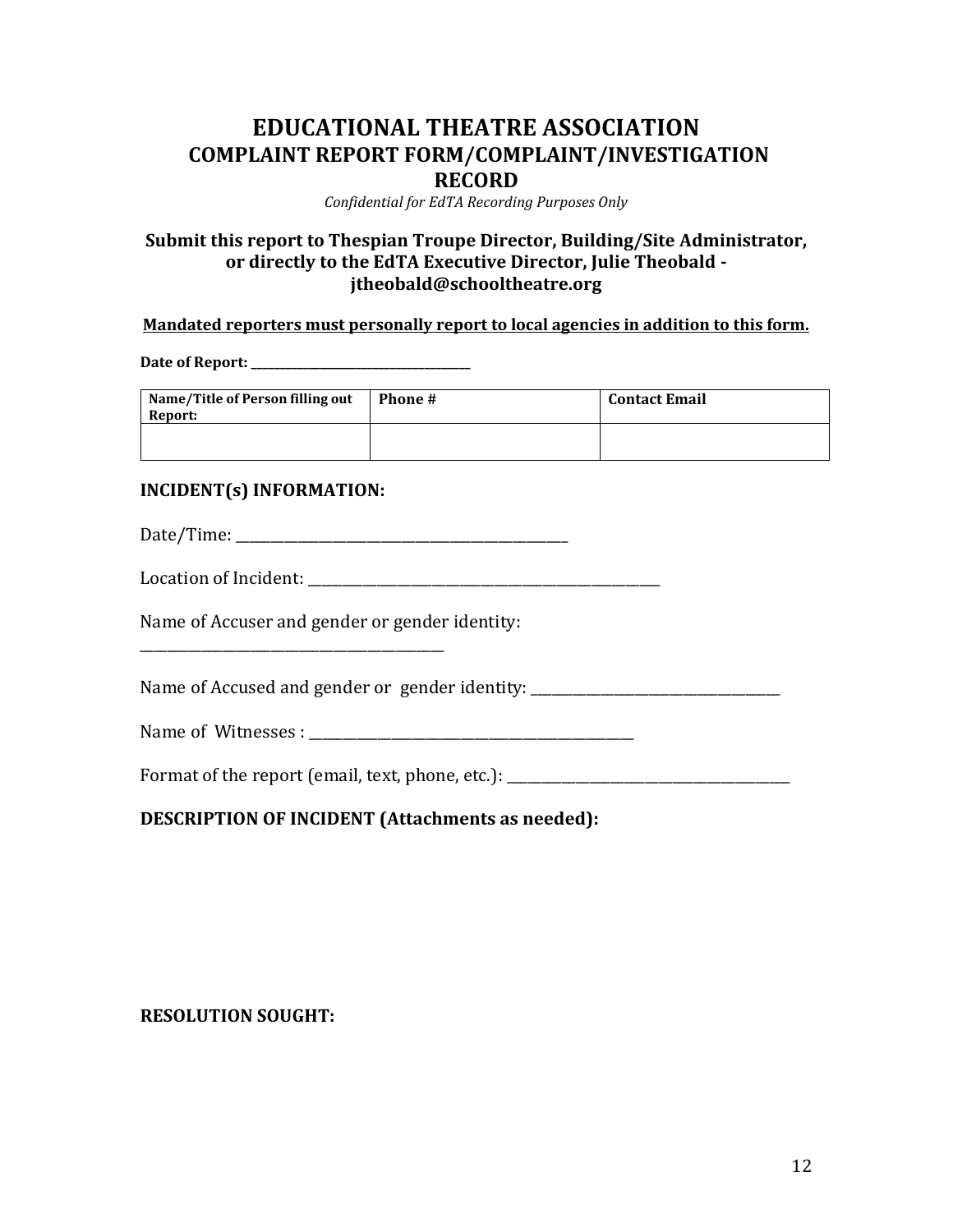# EDUCATIONAL THEATRE ASSOCIATION
## COMPLAINT REPORT FORM/COMPLAINT/INVESTIGATION RECORD

*Confidential for EdTA Recording Purposes Only*

**Submit this report to Thespian Troupe Director, Building/Site Administrator, or directly to the EdTA Executive Director, Julie Theobald - jtheobald@schooltheatre.org**

**Mandated reporters must personally report to local agencies in addition to this form.**

**Date of Report:** ___________________________

| Name/Title of Person filling out Report: | Phone # | Contact Email |
|---|---|---|
| | | |

### INCIDENT(s) INFORMATION:

Date/Time: ____________________________________

Location of Incident: ______________________________________

Name of Accuser and gender or gender identity:
________________________________

Name of Accused and gender or gender identity: ___________________________

Name of Witnesses : ___________________________________

Format of the report (email, text, phone, etc.): _______________________________

### DESCRIPTION OF INCIDENT (Attachments as needed):

### RESOLUTION SOUGHT: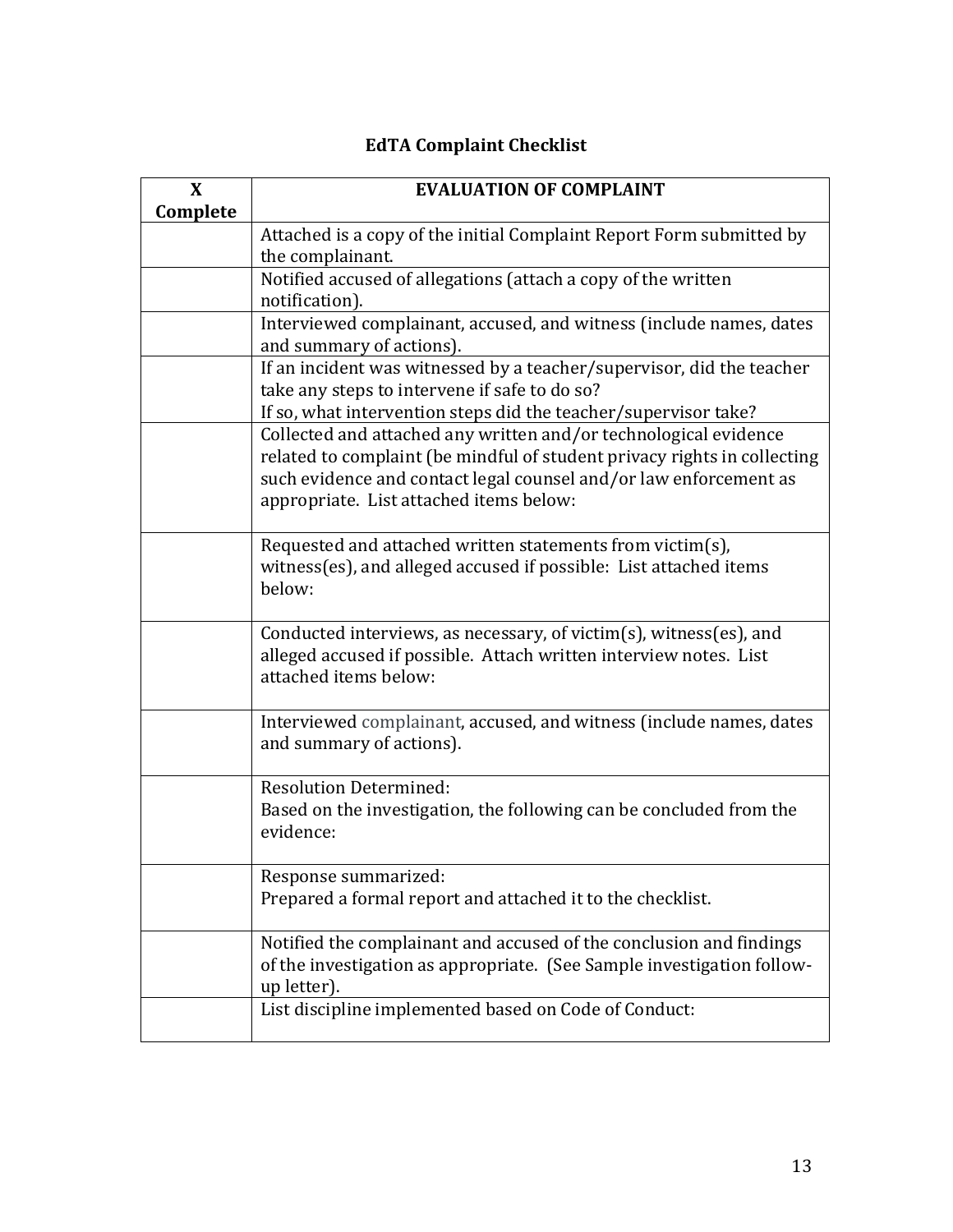# EdTA Complaint Checklist

| X Complete | EVALUATION OF COMPLAINT |
|---|---|
| | Attached is a copy of the initial Complaint Report Form submitted by the complainant. |
| | Notified accused of allegations (attach a copy of the written notification). |
| | Interviewed complainant, accused, and witness (include names, dates and summary of actions). |
| | If an incident was witnessed by a teacher/supervisor, did the teacher take any steps to intervene if safe to do so?<br>If so, what intervention steps did the teacher/supervisor take? |
| | Collected and attached any written and/or technological evidence related to complaint (be mindful of student privacy rights in collecting such evidence and contact legal counsel and/or law enforcement as appropriate. List attached items below: |
| | Requested and attached written statements from victim(s), witness(es), and alleged accused if possible: List attached items below: |
| | Conducted interviews, as necessary, of victim(s), witness(es), and alleged accused if possible. Attach written interview notes. List attached items below: |
| | Interviewed complainant, accused, and witness (include names, dates and summary of actions). |
| | Resolution Determined:<br>Based on the investigation, the following can be concluded from the evidence: |
| | Response summarized:<br>Prepared a formal report and attached it to the checklist. |
| | Notified the complainant and accused of the conclusion and findings of the investigation as appropriate. (See Sample investigation follow-up letter). |
| | List discipline implemented based on Code of Conduct: |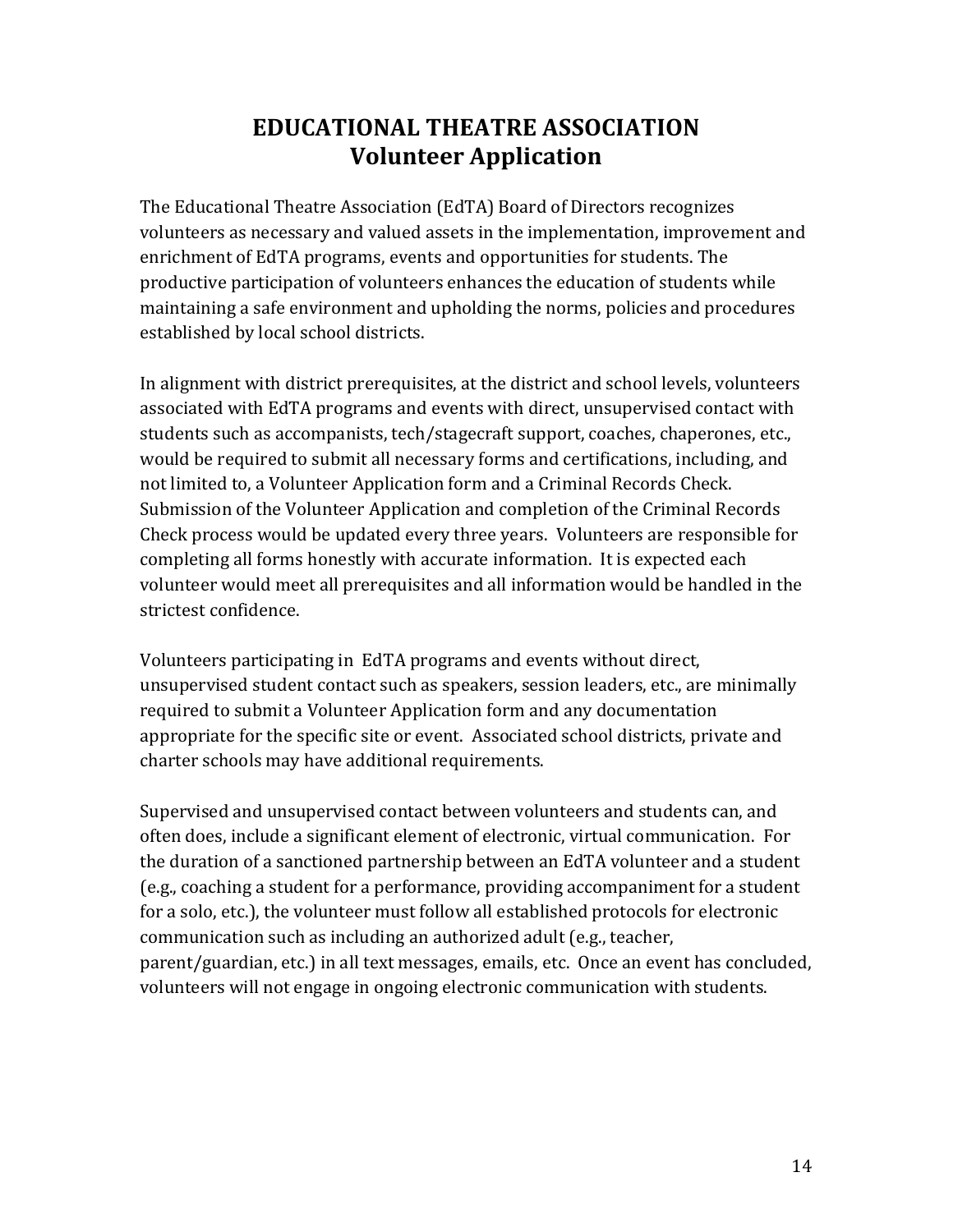# EDUCATIONAL THEATRE ASSOCIATION
## Volunteer Application

The Educational Theatre Association (EdTA) Board of Directors recognizes volunteers as necessary and valued assets in the implementation, improvement and enrichment of EdTA programs, events and opportunities for students. The productive participation of volunteers enhances the education of students while maintaining a safe environment and upholding the norms, policies and procedures established by local school districts.

In alignment with district prerequisites, at the district and school levels, volunteers associated with EdTA programs and events with direct, unsupervised contact with students such as accompanists, tech/stagecraft support, coaches, chaperones, etc., would be required to submit all necessary forms and certifications, including, and not limited to, a Volunteer Application form and a Criminal Records Check. Submission of the Volunteer Application and completion of the Criminal Records Check process would be updated every three years. Volunteers are responsible for completing all forms honestly with accurate information. It is expected each volunteer would meet all prerequisites and all information would be handled in the strictest confidence.

Volunteers participating in EdTA programs and events without direct, unsupervised student contact such as speakers, session leaders, etc., are minimally required to submit a Volunteer Application form and any documentation appropriate for the specific site or event. Associated school districts, private and charter schools may have additional requirements.

Supervised and unsupervised contact between volunteers and students can, and often does, include a significant element of electronic, virtual communication. For the duration of a sanctioned partnership between an EdTA volunteer and a student (e.g., coaching a student for a performance, providing accompaniment for a student for a solo, etc.), the volunteer must follow all established protocols for electronic communication such as including an authorized adult (e.g., teacher, parent/guardian, etc.) in all text messages, emails, etc. Once an event has concluded, volunteers will not engage in ongoing electronic communication with students.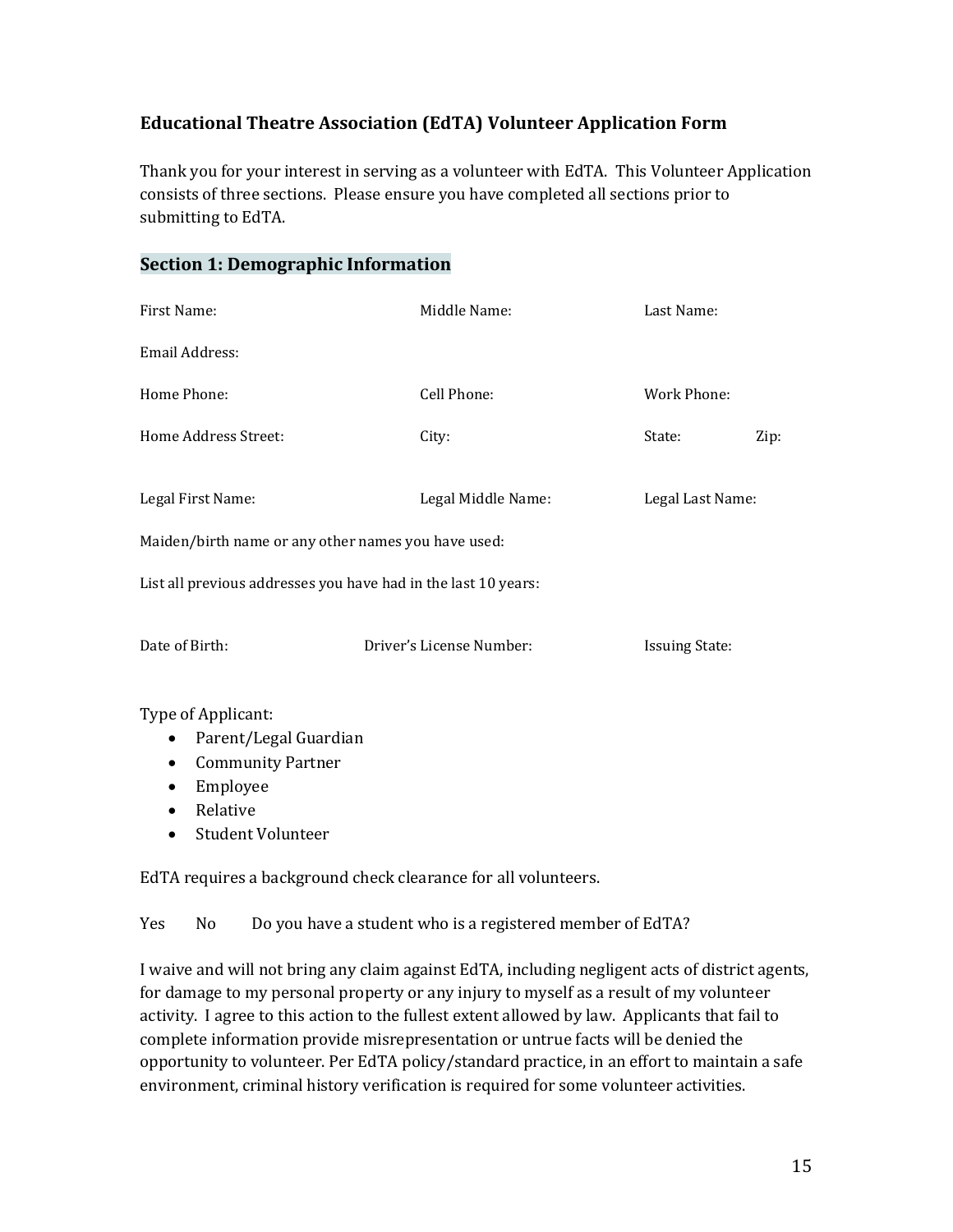### Educational Theatre Association (EdTA) Volunteer Application Form

Thank you for your interest in serving as a volunteer with EdTA. This Volunteer Application consists of three sections. Please ensure you have completed all sections prior to submitting to EdTA.

## Section 1: Demographic Information

First Name: Middle Name: Last Name:

Email Address:

Home Phone: Cell Phone: Work Phone:

Home Address Street: City: State: Zip:

Legal First Name: Legal Middle Name: Legal Last Name:

Maiden/birth name or any other names you have used:

List all previous addresses you have had in the last 10 years:

Date of Birth: Driver's License Number: Issuing State:

Type of Applicant:

- Parent/Legal Guardian
- Community Partner
- Employee
- Relative
- Student Volunteer

EdTA requires a background check clearance for all volunteers.

Yes No Do you have a student who is a registered member of EdTA?

I waive and will not bring any claim against EdTA, including negligent acts of district agents, for damage to my personal property or any injury to myself as a result of my volunteer activity. I agree to this action to the fullest extent allowed by law. Applicants that fail to complete information provide misrepresentation or untrue facts will be denied the opportunity to volunteer. Per EdTA policy/standard practice, in an effort to maintain a safe environment, criminal history verification is required for some volunteer activities.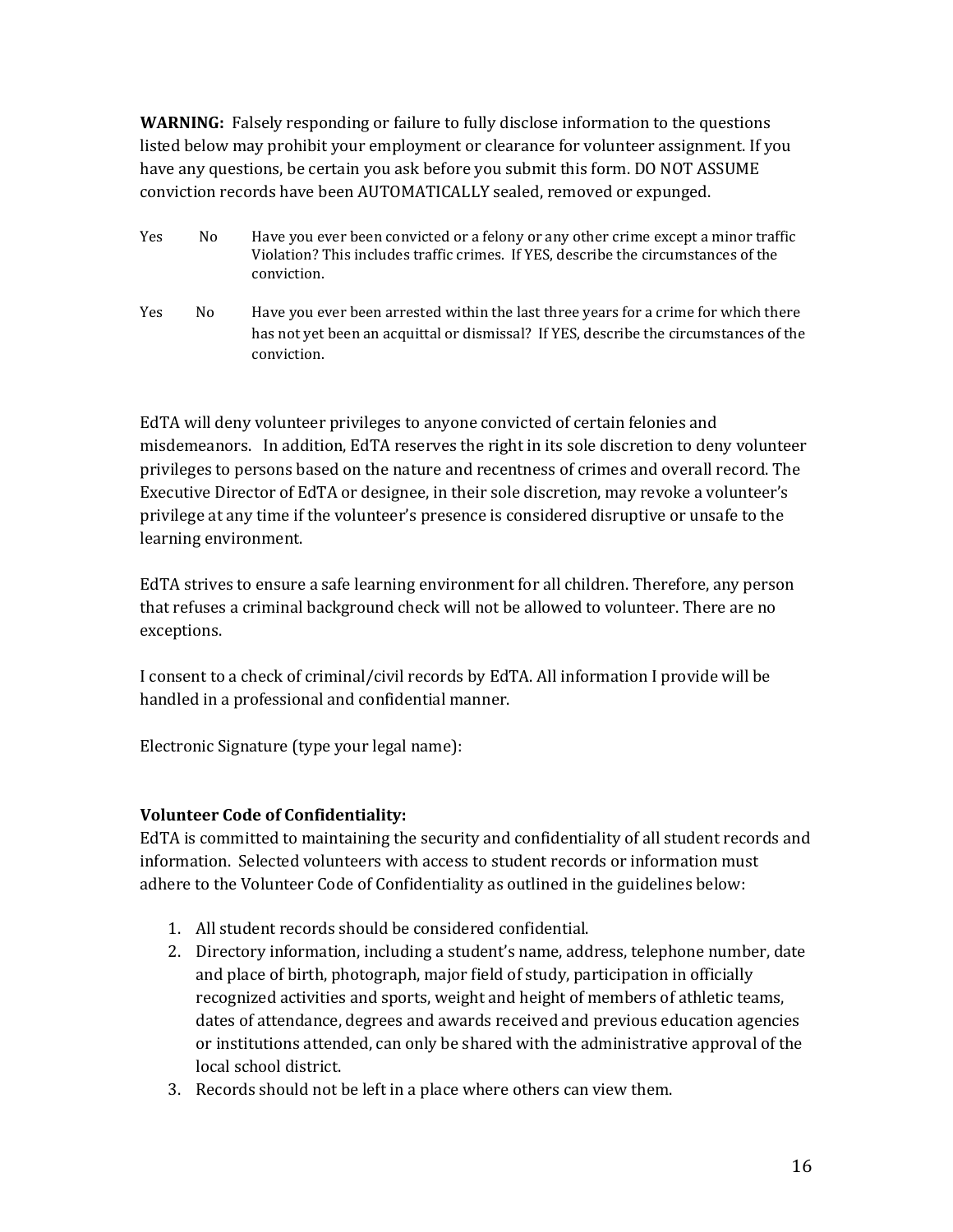**WARNING:** Falsely responding or failure to fully disclose information to the questions listed below may prohibit your employment or clearance for volunteer assignment. If you have any questions, be certain you ask before you submit this form. DO NOT ASSUME conviction records have been AUTOMATICALLY sealed, removed or expunged.

Yes No Have you ever been convicted or a felony or any other crime except a minor traffic Violation? This includes traffic crimes. If YES, describe the circumstances of the conviction.

Yes No Have you ever been arrested within the last three years for a crime for which there has not yet been an acquittal or dismissal? If YES, describe the circumstances of the conviction.

EdTA will deny volunteer privileges to anyone convicted of certain felonies and misdemeanors. In addition, EdTA reserves the right in its sole discretion to deny volunteer privileges to persons based on the nature and recentness of crimes and overall record. The Executive Director of EdTA or designee, in their sole discretion, may revoke a volunteer's privilege at any time if the volunteer's presence is considered disruptive or unsafe to the learning environment.

EdTA strives to ensure a safe learning environment for all children. Therefore, any person that refuses a criminal background check will not be allowed to volunteer. There are no exceptions.

I consent to a check of criminal/civil records by EdTA. All information I provide will be handled in a professional and confidential manner.

Electronic Signature (type your legal name):

**Volunteer Code of Confidentiality:**
EdTA is committed to maintaining the security and confidentiality of all student records and information. Selected volunteers with access to student records or information must adhere to the Volunteer Code of Confidentiality as outlined in the guidelines below:

1. All student records should be considered confidential.
2. Directory information, including a student's name, address, telephone number, date and place of birth, photograph, major field of study, participation in officially recognized activities and sports, weight and height of members of athletic teams, dates of attendance, degrees and awards received and previous education agencies or institutions attended, can only be shared with the administrative approval of the local school district.
3. Records should not be left in a place where others can view them.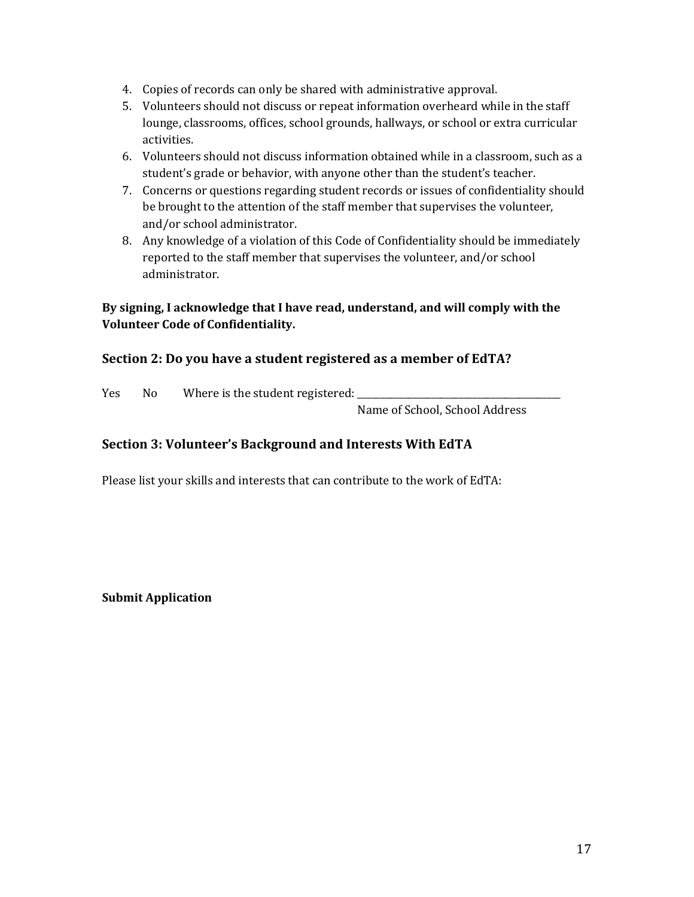4. Copies of records can only be shared with administrative approval.
5. Volunteers should not discuss or repeat information overheard while in the staff lounge, classrooms, offices, school grounds, hallways, or school or extra curricular activities.
6. Volunteers should not discuss information obtained while in a classroom, such as a student's grade or behavior, with anyone other than the student's teacher.
7. Concerns or questions regarding student records or issues of confidentiality should be brought to the attention of the staff member that supervises the volunteer, and/or school administrator.
8. Any knowledge of a violation of this Code of Confidentiality should be immediately reported to the staff member that supervises the volunteer, and/or school administrator.

**By signing, I acknowledge that I have read, understand, and will comply with the Volunteer Code of Confidentiality.**

### Section 2: Do you have a student registered as a member of EdTA?

Yes No Where is the student registered: ____________________________________________

Name of School, School Address

### Section 3: Volunteer's Background and Interests With EdTA

Please list your skills and interests that can contribute to the work of EdTA:

**Submit Application**